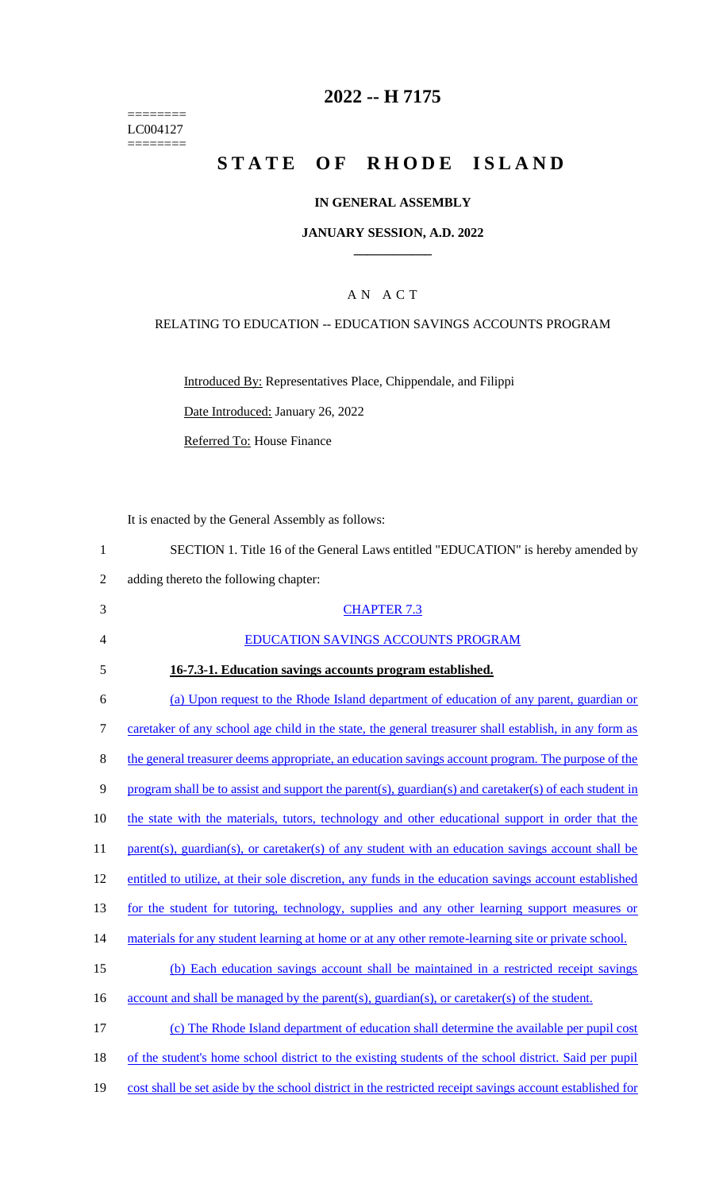======== LC004127 ========

# 2022 -- H 7175

# STATE OF RHODE ISLAND

## IN GENERAL ASSEMBLY

### JANUARY SESSION, A.D. 2022

## AN ACT

RELATING TO EDUCATION -- EDUCATION SAVINGS ACCOUNTS PROGRAM

Introduced By: Representatives Place, Chippendale, and Filippi

Date Introduced: January 26, 2022

Referred To: House Finance

It is enacted by the General Assembly as follows:

1 SECTION 1. Title 16 of the General Laws entitled "EDUCATION" is hereby amended by
2 adding thereto the following chapter:

3 CHAPTER 7.3

4 EDUCATION SAVINGS ACCOUNTS PROGRAM

5 **16-7.3-1. Education savings accounts program established.**

6 (a) Upon request to the Rhode Island department of education of any parent, guardian or
7 caretaker of any school age child in the state, the general treasurer shall establish, in any form as
8 the general treasurer deems appropriate, an education savings account program. The purpose of the
9 program shall be to assist and support the parent(s), guardian(s) and caretaker(s) of each student in
10 the state with the materials, tutors, technology and other educational support in order that the
11 parent(s), guardian(s), or caretaker(s) of any student with an education savings account shall be
12 entitled to utilize, at their sole discretion, any funds in the education savings account established
13 for the student for tutoring, technology, supplies and any other learning support measures or
14 materials for any student learning at home or at any other remote-learning site or private school.

15 (b) Each education savings account shall be maintained in a restricted receipt savings
16 account and shall be managed by the parent(s), guardian(s), or caretaker(s) of the student.

17 (c) The Rhode Island department of education shall determine the available per pupil cost
18 of the student's home school district to the existing students of the school district. Said per pupil
19 cost shall be set aside by the school district in the restricted receipt savings account established for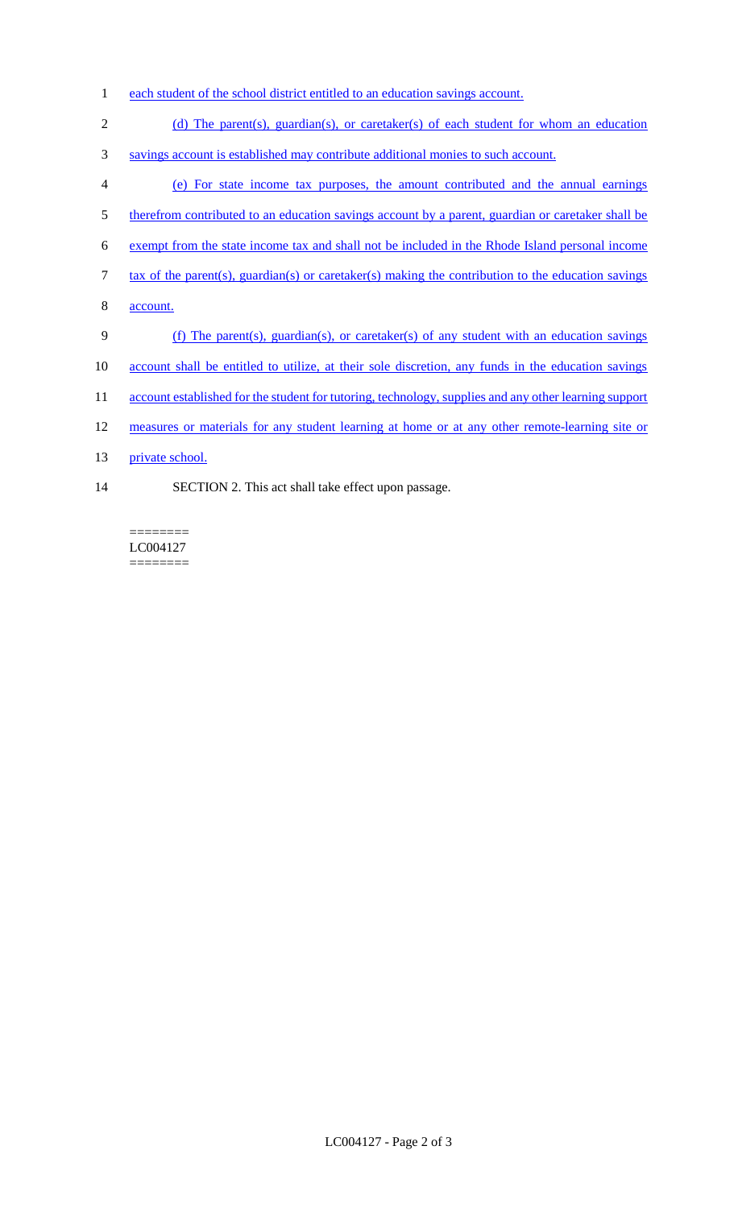each student of the school district entitled to an education savings account.

(d) The parent(s), guardian(s), or caretaker(s) of each student for whom an education savings account is established may contribute additional monies to such account.

(e) For state income tax purposes, the amount contributed and the annual earnings therefrom contributed to an education savings account by a parent, guardian or caretaker shall be exempt from the state income tax and shall not be included in the Rhode Island personal income tax of the parent(s), guardian(s) or caretaker(s) making the contribution to the education savings account.

(f) The parent(s), guardian(s), or caretaker(s) of any student with an education savings account shall be entitled to utilize, at their sole discretion, any funds in the education savings account established for the student for tutoring, technology, supplies and any other learning support measures or materials for any student learning at home or at any other remote-learning site or private school.

SECTION 2. This act shall take effect upon passage.

========
LC004127
========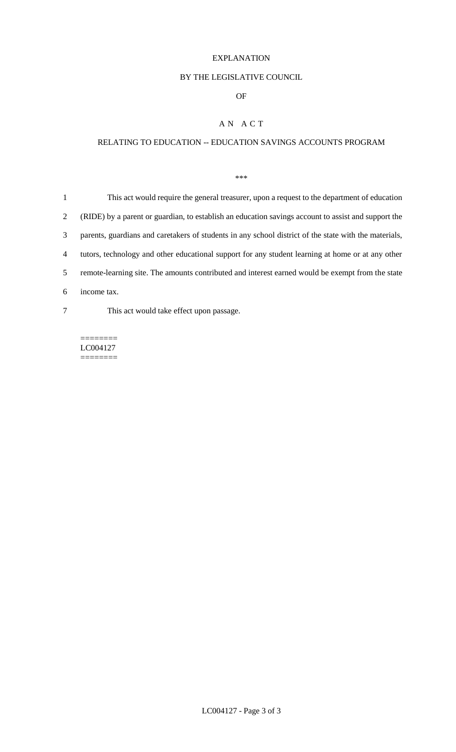EXPLANATION

BY THE LEGISLATIVE COUNCIL

OF

A N A C T

RELATING TO EDUCATION -- EDUCATION SAVINGS ACCOUNTS PROGRAM

\*\*\*

1 This act would require the general treasurer, upon a request to the department of education
2 (RIDE) by a parent or guardian, to establish an education savings account to assist and support the
3 parents, guardians and caretakers of students in any school district of the state with the materials,
4 tutors, technology and other educational support for any student learning at home or at any other
5 remote-learning site. The amounts contributed and interest earned would be exempt from the state
6 income tax.

7 This act would take effect upon passage.

========
LC004127
========